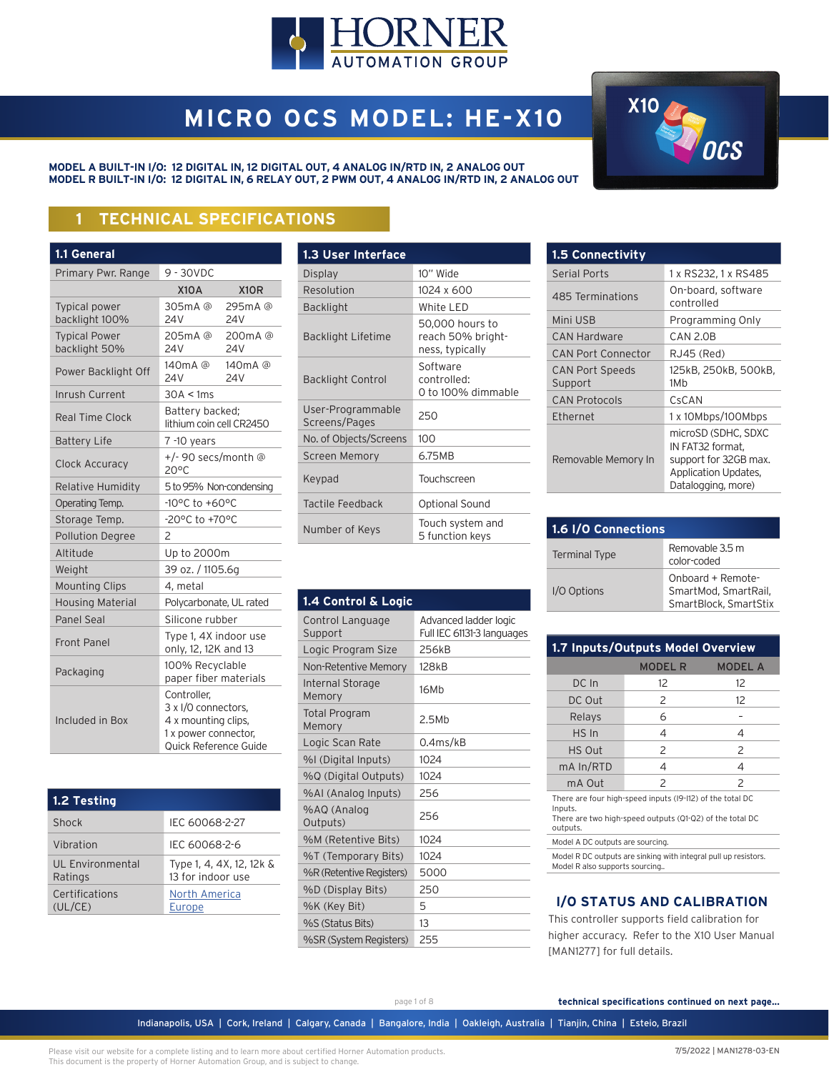# MICRO OCS MODEL: HE-X10

**MODEL A BUILT-IN I/O: 12 DIGITAL IN, 12 DIGITAL OUT, 4 ANALOG IN/RTD IN, 2 ANALOG OUT**
**MODEL R BUILT-IN I/O: 12 DIGITAL IN, 6 RELAY OUT, 2 PWM OUT, 4 ANALOG IN/RTD IN, 2 ANALOG OUT**

## 1 TECHNICAL SPECIFICATIONS

### 1.1 General

| | | |
|---|---|---|
| Primary Pwr. Range | 9 - 30VDC | |
| | X10A | X10R |
| Typical power backlight 100% | 305mA @ 24V | 295mA @ 24V |
| Typical Power backlight 50% | 205mA @ 24V | 200mA @ 24V |
| Power Backlight Off | 140mA @ 24V | 140mA @ 24V |
| Inrush Current | 30A < 1ms | |
| Real Time Clock | Battery backed; lithium coin cell CR2450 | |
| Battery Life | 7 -10 years | |
| Clock Accuracy | +/- 90 secs/month @ 20°C | |
| Relative Humidity | 5 to 95% Non-condensing | |
| Operating Temp. | -10°C to +60°C | |
| Storage Temp. | -20°C to +70°C | |
| Pollution Degree | 2 | |
| Altitude | Up to 2000m | |
| Weight | 39 oz. / 1105.6g | |
| Mounting Clips | 4, metal | |
| Housing Material | Polycarbonate, UL rated | |
| Panel Seal | Silicone rubber | |
| Front Panel | Type 1, 4X indoor use only, 12, 12K and 13 | |
| Packaging | 100% Recyclable paper fiber materials | |
| Included in Box | Controller, 3 x I/O connectors, 4 x mounting clips, 1 x power connector, Quick Reference Guide | |

### 1.2 Testing

| | |
|---|---|
| Shock | IEC 60068-2-27 |
| Vibration | IEC 60068-2-6 |
| UL Environmental Ratings | Type 1, 4, 4X, 12, 12k & 13 for indoor use |
| Certifications (UL/CE) | North America<br>Europe |

### 1.3 User Interface

| | |
|---|---|
| Display | 10" Wide |
| Resolution | 1024 x 600 |
| Backlight | White LED |
| Backlight Lifetime | 50,000 hours to reach 50% brightness, typically |
| Backlight Control | Software controlled: 0 to 100% dimmable |
| User-Programmable Screens/Pages | 250 |
| No. of Objects/Screens | 100 |
| Screen Memory | 6.75MB |
| Keypad | Touchscreen |
| Tactile Feedback | Optional Sound |
| Number of Keys | Touch system and 5 function keys |

### 1.4 Control & Logic

| | |
|---|---|
| Control Language Support | Advanced ladder logic Full IEC 61131-3 languages |
| Logic Program Size | 256kB |
| Non-Retentive Memory | 128kB |
| Internal Storage Memory | 16Mb |
| Total Program Memory | 2.5Mb |
| Logic Scan Rate | 0.4ms/kB |
| %I (Digital Inputs) | 1024 |
| %Q (Digital Outputs) | 1024 |
| %AI (Analog Inputs) | 256 |
| %AQ (Analog Outputs) | 256 |
| %M (Retentive Bits) | 1024 |
| %T (Temporary Bits) | 1024 |
| %R (Retentive Registers) | 5000 |
| %D (Display Bits) | 250 |
| %K (Key Bit) | 5 |
| %S (Status Bits) | 13 |
| %SR (System Registers) | 255 |

### 1.5 Connectivity

| | |
|---|---|
| Serial Ports | 1 x RS232, 1 x RS485 |
| 485 Terminations | On-board, software controlled |
| Mini USB | Programming Only |
| CAN Hardware | CAN 2.0B |
| CAN Port Connector | RJ45 (Red) |
| CAN Port Speeds Support | 125kB, 250kB, 500kB, 1Mb |
| CAN Protocols | CsCAN |
| Ethernet | 1 x 10Mbps/100Mbps |
| Removable Memory In | microSD (SDHC, SDXC IN FAT32 format, support for 32GB max. Application Updates, Datalogging, more) |

### 1.6 I/O Connections

| | |
|---|---|
| Terminal Type | Removable 3.5 m color-coded |
| I/O Options | Onboard + Remote-SmartMod, SmartRail, SmartBlock, SmartStix |

### 1.7 Inputs/Outputs Model Overview

| | MODEL R | MODEL A |
|---|---|---|
| DC In | 12 | 12 |
| DC Out | 2 | 12 |
| Relays | 6 | - |
| HS In | 4 | 4 |
| HS Out | 2 | 2 |
| mA In/RTD | 4 | 4 |
| mA Out | 2 | 2 |

There are four high-speed inputs (I9-I12) of the total DC Inputs.
There are two high-speed outputs (Q1-Q2) of the total DC outputs.

Model A DC outputs are sourcing.

Model R DC outputs are sinking with integral pull up resistors. Model R also supports sourcing..

## I/O STATUS AND CALIBRATION

This controller supports field calibration for higher accuracy. Refer to the X10 User Manual [MAN1277] for full details.

**technical specifications continued on next page...**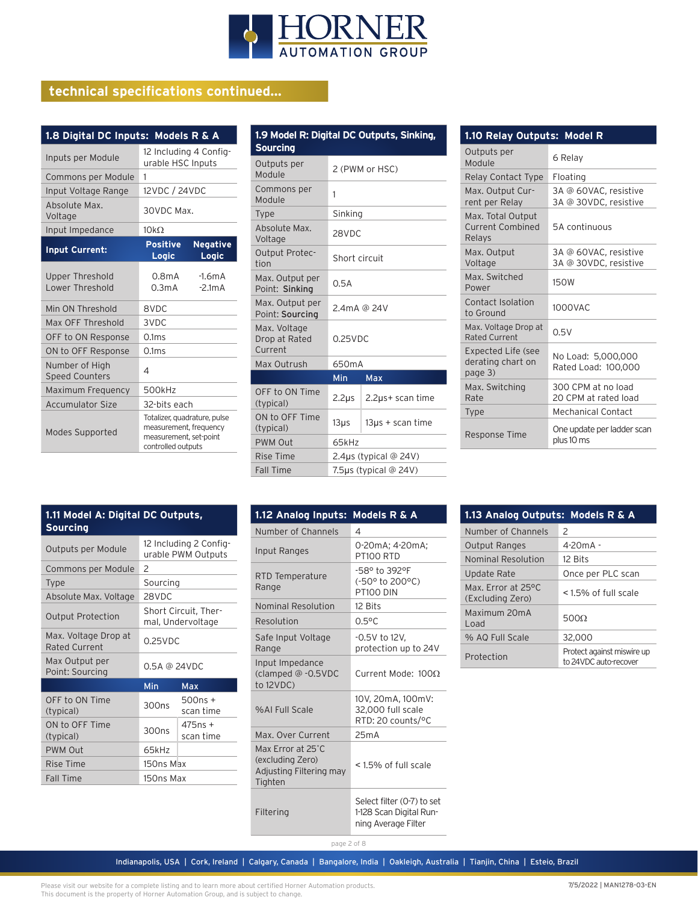## technical specifications continued...

### 1.8 Digital DC Inputs: Models R & A

| | | |
|---|---|---|
| Inputs per Module | 12 Including 4 Configurable HSC Inputs | |
| Commons per Module | 1 | |
| Input Voltage Range | 12VDC / 24VDC | |
| Absolute Max. Voltage | 30VDC Max. | |
| Input Impedance | 10kΩ | |
| **Input Current:** | **Positive Logic** | **Negative Logic** |
| Upper Threshold<br>Lower Threshold | 0.8mA<br>0.3mA | -1.6mA<br>-2.1mA |
| Min ON Threshold | 8VDC | |
| Max OFF Threshold | 3VDC | |
| OFF to ON Response | 0.1ms | |
| ON to OFF Response | 0.1ms | |
| Number of High Speed Counters | 4 | |
| Maximum Frequency | 500kHz | |
| Accumulator Size | 32-bits each | |
| Modes Supported | Totalizer, quadrature, pulse measurement, frequency measurement, set-point controlled outputs | |

### 1.9 Model R: Digital DC Outputs, Sinking, Sourcing

| | | |
|---|---|---|
| Outputs per Module | 2 (PWM or HSC) | |
| Commons per Module | 1 | |
| Type | Sinking | |
| Absolute Max. Voltage | 28VDC | |
| Output Protection | Short circuit | |
| Max. Output per Point: **Sinking** | 0.5A | |
| Max. Output per Point: **Sourcing** | 2.4mA @ 24V | |
| Max. Voltage Drop at Rated Current | 0.25VDC | |
| Max Outrush | 650mA | |
| | **Min** | **Max** |
| OFF to ON Time (typical) | 2.2µs | 2.2µs+ scan time |
| ON to OFF Time (typical) | 13µs | 13µs + scan time |
| PWM Out | 65kHz | |
| Rise Time | 2.4µs (typical @ 24V) | |
| Fall Time | 7.5µs (typical @ 24V) | |

### 1.10 Relay Outputs: Model R

| | |
|---|---|
| Outputs per Module | 6 Relay |
| Relay Contact Type | Floating |
| Max. Output Current per Relay | 3A @ 60VAC, resistive<br>3A @ 30VDC, resistive |
| Max. Total Output Current Combined Relays | 5A continuous |
| Max. Output Voltage | 3A @ 60VAC, resistive<br>3A @ 30VDC, resistive |
| Max. Switched Power | 150W |
| Contact Isolation to Ground | 1000VAC |
| Max. Voltage Drop at Rated Current | 0.5V |
| Expected Life (see derating chart on page 3) | No Load: 5,000,000<br>Rated Load: 100,000 |
| Max. Switching Rate | 300 CPM at no load<br>20 CPM at rated load |
| Type | Mechanical Contact |
| Response Time | One update per ladder scan plus 10 ms |

### 1.11 Model A: Digital DC Outputs, Sourcing

| | | |
|---|---|---|
| Outputs per Module | 12 Including 2 Configurable PWM Outputs | |
| Commons per Module | 2 | |
| Type | Sourcing | |
| Absolute Max. Voltage | 28VDC | |
| Output Protection | Short Circuit, Thermal, Undervoltage | |
| Max. Voltage Drop at Rated Current | 0.25VDC | |
| Max Output per Point: Sourcing | 0.5A @ 24VDC | |
| | **Min** | **Max** |
| OFF to ON Time (typical) | 300ns | 500ns + scan time |
| ON to OFF Time (typical) | 300ns | 475ns + scan time |
| PWM Out | 65kHz | |
| Rise Time | 150ns Max | |
| Fall Time | 150ns Max | |

### 1.12 Analog Inputs: Models R & A

| | |
|---|---|
| Number of Channels | 4 |
| Input Ranges | 0-20mA; 4-20mA; PT100 RTD |
| RTD Temperature Range | -58° to 392°F<br>(-50° to 200°C)<br>PT100 DIN |
| Nominal Resolution | 12 Bits |
| Resolution | 0.5°C |
| Safe Input Voltage Range | -0.5V to 12V, protection up to 24V |
| Input Impedance (clamped @ -0.5VDC to 12VDC) | Current Mode: 100Ω |
| %AI Full Scale | 10V, 20mA, 100mV: 32,000 full scale<br>RTD: 20 counts/°C |
| Max. Over Current | 25mA |
| Max Error at 25°C (excluding Zero) Adjusting Filtering may Tighten | < 1.5% of full scale |
| Filtering | Select filter (0-7) to set 1-128 Scan Digital Running Average Filter |

### 1.13 Analog Outputs: Models R & A

| | |
|---|---|
| Number of Channels | 2 |
| Output Ranges | 4-20mA - |
| Nominal Resolution | 12 Bits |
| Update Rate | Once per PLC scan |
| Max. Error at 25°C (Excluding Zero) | < 1.5% of full scale |
| Maximum 20mA Load | 500Ω |
| % AQ Full Scale | 32,000 |
| Protection | Protect against miswire up to 24VDC auto-recover |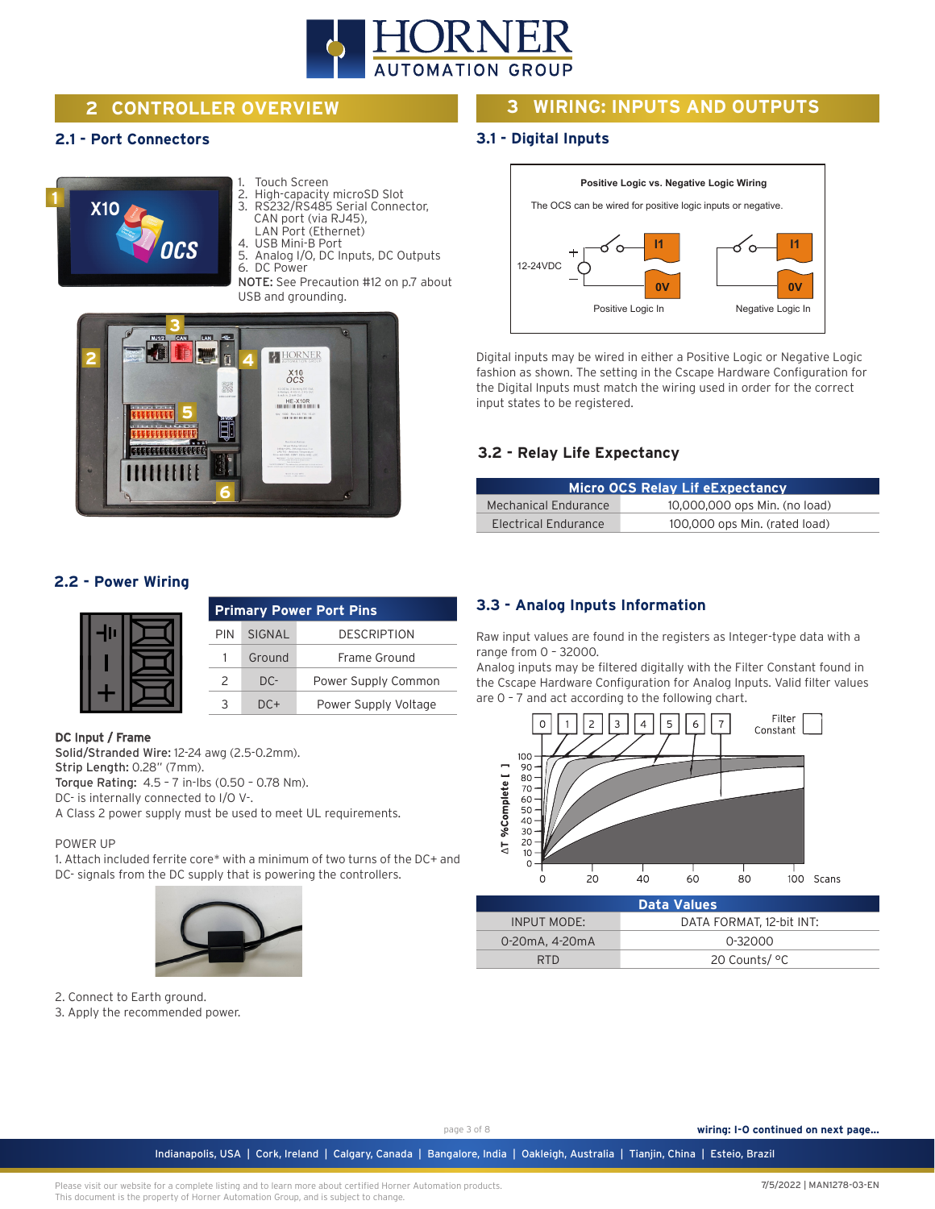## 2 CONTROLLER OVERVIEW

### 2.1 - Port Connectors

1. Touch Screen
2. High-capacity microSD Slot
3. RS232/RS485 Serial Connector, CAN port (via RJ45), LAN Port (Ethernet)
4. USB Mini-B Port
5. Analog I/O, DC Inputs, DC Outputs
6. DC Power

NOTE: See Precaution #12 on p.7 about USB and grounding.

### 2.2 - Power Wiring

| Primary Power Port Pins | | |
|---|---|---|
| PIN | SIGNAL | DESCRIPTION |
| 1 | Ground | Frame Ground |
| 2 | DC- | Power Supply Common |
| 3 | DC+ | Power Supply Voltage |

**DC Input / Frame**
**Solid/Stranded Wire:** 12-24 awg (2.5-0.2mm).
**Strip Length:** 0.28" (7mm).
**Torque Rating:** 4.5 – 7 in-lbs (0.50 – 0.78 Nm).
DC- is internally connected to I/O V-.
A Class 2 power supply must be used to meet UL requirements.

POWER UP
1. Attach included ferrite core* with a minimum of two turns of the DC+ and DC- signals from the DC supply that is powering the controllers.

2. Connect to Earth ground.
3. Apply the recommended power.

## 3 WIRING: INPUTS AND OUTPUTS

### 3.1 - Digital Inputs

**Positive Logic vs. Negative Logic Wiring**

The OCS can be wired for positive logic inputs or negative.

12-24VDC — Positive Logic In (I1, 0V) — Negative Logic In (I1, 0V)

Digital inputs may be wired in either a Positive Logic or Negative Logic fashion as shown. The setting in the Cscape Hardware Configuration for the Digital Inputs must match the wiring used in order for the correct input states to be registered.

### 3.2 - Relay Life Expectancy

| Micro OCS Relay Lif eExpectancy | |
|---|---|
| Mechanical Endurance | 10,000,000 ops Min. (no load) |
| Electrical Endurance | 100,000 ops Min. (rated load) |

### 3.3 - Analog Inputs Information

Raw input values are found in the registers as Integer-type data with a range from 0 - 32000.
Analog inputs may be filtered digitally with the Filter Constant found in the Cscape Hardware Configuration for Analog Inputs. Valid filter values are 0 - 7 and act according to the following chart.

Filter Constant: 0, 1, 2, 3, 4, 5, 6, 7 — ΔT %Complete [ ] (0–100) vs. Scans (0–100)

| Data Values | |
|---|---|
| INPUT MODE: | DATA FORMAT, 12-bit INT: |
| 0-20mA, 4-20mA | 0-32000 |
| RTD | 20 Counts/ °C |

wiring: I-O continued on next page...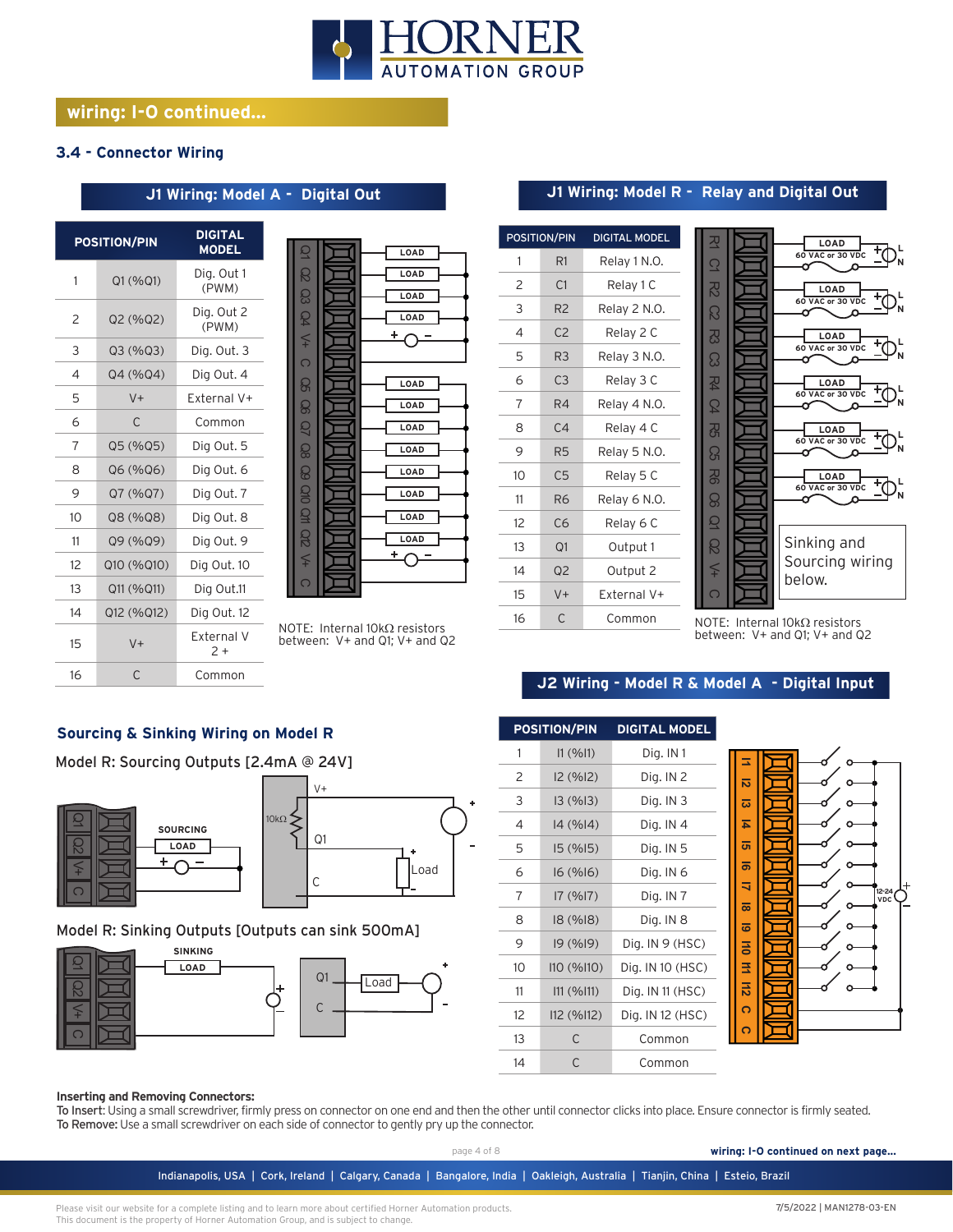## wiring: I-O continued...

### 3.4 - Connector Wiring

#### J1 Wiring: Model A - Digital Out

| POSITION/PIN | | DIGITAL MODEL |
|---|---|---|
| 1 | Q1 (%Q1) | Dig. Out 1 (PWM) |
| 2 | Q2 (%Q2) | Dig. Out 2 (PWM) |
| 3 | Q3 (%Q3) | Dig. Out. 3 |
| 4 | Q4 (%Q4) | Dig Out. 4 |
| 5 | V+ | External V+ |
| 6 | C | Common |
| 7 | Q5 (%Q5) | Dig Out. 5 |
| 8 | Q6 (%Q6) | Dig Out. 6 |
| 9 | Q7 (%Q7) | Dig Out. 7 |
| 10 | Q8 (%Q8) | Dig Out. 8 |
| 11 | Q9 (%Q9) | Dig Out. 9 |
| 12 | Q10 (%Q10) | Dig Out. 10 |
| 13 | Q11 (%Q11) | Dig Out.11 |
| 14 | Q12 (%Q12) | Dig Out. 12 |
| 15 | V+ | External V 2 + |
| 16 | C | Common |

NOTE: Internal 10kΩ resistors between: V+ and Q1; V+ and Q2

#### J1 Wiring: Model R - Relay and Digital Out

| POSITION/PIN | | DIGITAL MODEL |
|---|---|---|
| 1 | R1 | Relay 1 N.O. |
| 2 | C1 | Relay 1 C |
| 3 | R2 | Relay 2 N.O. |
| 4 | C2 | Relay 2 C |
| 5 | R3 | Relay 3 N.O. |
| 6 | C3 | Relay 3 C |
| 7 | R4 | Relay 4 N.O. |
| 8 | C4 | Relay 4 C |
| 9 | R5 | Relay 5 N.O. |
| 10 | C5 | Relay 5 C |
| 11 | R6 | Relay 6 N.O. |
| 12 | C6 | Relay 6 C |
| 13 | Q1 | Output 1 |
| 14 | Q2 | Output 2 |
| 15 | V+ | External V+ |
| 16 | C | Common |

Sinking and Sourcing wiring below.

NOTE: Internal 10kΩ resistors between: V+ and Q1; V+ and Q2

#### J2 Wiring - Model R & Model A - Digital Input

| POSITION/PIN | | DIGITAL MODEL |
|---|---|---|
| 1 | I1 (%I1) | Dig. IN 1 |
| 2 | I2 (%I2) | Dig. IN 2 |
| 3 | I3 (%I3) | Dig. IN 3 |
| 4 | I4 (%I4) | Dig. IN 4 |
| 5 | I5 (%I5) | Dig. IN 5 |
| 6 | I6 (%I6) | Dig. IN 6 |
| 7 | I7 (%I7) | Dig. IN 7 |
| 8 | I8 (%I8) | Dig. IN 8 |
| 9 | I9 (%I9) | Dig. IN 9 (HSC) |
| 10 | I10 (%I10) | Dig. IN 10 (HSC) |
| 11 | I11 (%I11) | Dig. IN 11 (HSC) |
| 12 | I12 (%I12) | Dig. IN 12 (HSC) |
| 13 | C | Common |
| 14 | C | Common |

### Sourcing & Sinking Wiring on Model R

Model R: Sourcing Outputs [2.4mA @ 24V]

Model R: Sinking Outputs [Outputs can sink 500mA]

**Inserting and Removing Connectors:**

**To Insert:** Using a small screwdriver, firmly press on connector on one end and then the other until connector clicks into place. Ensure connector is firmly seated.

**To Remove:** Use a small screwdriver on each side of connector to gently pry up the connector.

**wiring: I-O continued on next page...**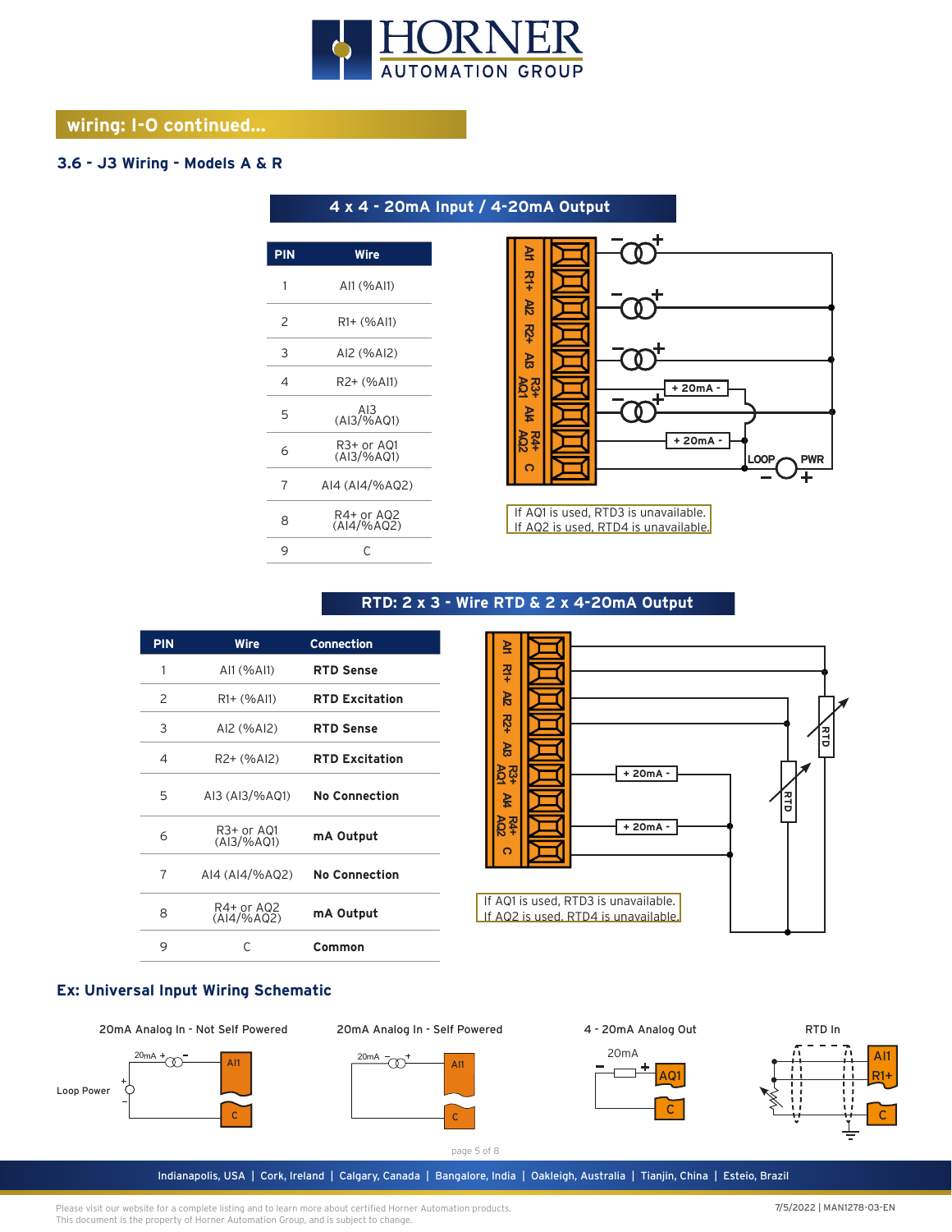## wiring: I-O continued...

### 3.6 - J3 Wiring - Models A & R

#### 4 x 4 - 20mA Input / 4-20mA Output

| PIN | Wire |
|---|---|
| 1 | AI1 (%AI1) |
| 2 | R1+ (%AI1) |
| 3 | AI2 (%AI2) |
| 4 | R2+ (%AI1) |
| 5 | AI3 (AI3/%AQ1) |
| 6 | R3+ or AQ1 (AI3/%AQ1) |
| 7 | AI4 (AI4/%AQ2) |
| 8 | R4+ or AQ2 (AI4/%AQ2) |
| 9 | C |

If AQ1 is used, RTD3 is unavailable.
If AQ2 is used, RTD4 is unavailable.

#### RTD: 2 x 3 - Wire RTD & 2 x 4-20mA Output

| PIN | Wire | Connection |
|---|---|---|
| 1 | AI1 (%AI1) | **RTD Sense** |
| 2 | R1+ (%AI1) | **RTD Excitation** |
| 3 | AI2 (%AI2) | **RTD Sense** |
| 4 | R2+ (%AI2) | **RTD Excitation** |
| 5 | AI3 (AI3/%AQ1) | **No Connection** |
| 6 | R3+ or AQ1 (AI3/%AQ1) | **mA Output** |
| 7 | AI4 (AI4/%AQ2) | **No Connection** |
| 8 | R4+ or AQ2 (AI4/%AQ2) | **mA Output** |
| 9 | C | **Common** |

If AQ1 is used, RTD3 is unavailable.
If AQ2 is used, RTD4 is unavailable.

### Ex: Universal Input Wiring Schematic

20mA Analog In - Not Self Powered

20mA Analog In - Self Powered

4 - 20mA Analog Out

RTD In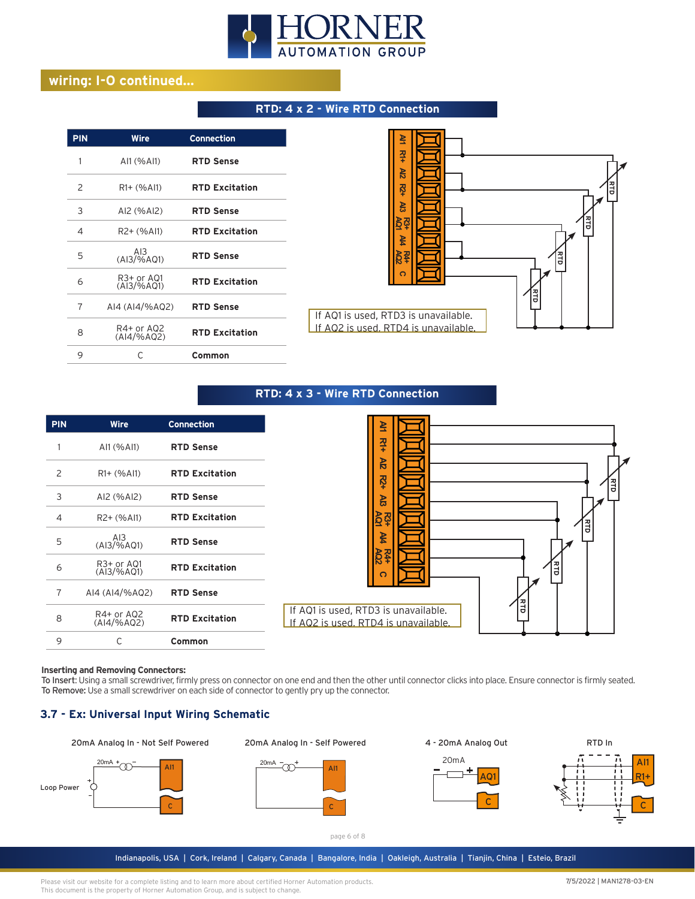## wiring: I-O continued...

### RTD: 4 x 2 - Wire RTD Connection

| PIN | Wire | Connection |
|---|---|---|
| 1 | AI1 (%AI1) | **RTD Sense** |
| 2 | R1+ (%AI1) | **RTD Excitation** |
| 3 | AI2 (%AI2) | **RTD Sense** |
| 4 | R2+ (%AI1) | **RTD Excitation** |
| 5 | AI3 (AI3/%AQ1) | **RTD Sense** |
| 6 | R3+ or AQ1 (AI3/%AQ1) | **RTD Excitation** |
| 7 | AI4 (AI4/%AQ2) | **RTD Sense** |
| 8 | R4+ or AQ2 (AI4/%AQ2) | **RTD Excitation** |
| 9 | C | **Common** |

If AQ1 is used, RTD3 is unavailable.
If AQ2 is used, RTD4 is unavailable.

### RTD: 4 x 3 - Wire RTD Connection

| PIN | Wire | Connection |
|---|---|---|
| 1 | AI1 (%AI1) | **RTD Sense** |
| 2 | R1+ (%AI1) | **RTD Excitation** |
| 3 | AI2 (%AI2) | **RTD Sense** |
| 4 | R2+ (%AI1) | **RTD Excitation** |
| 5 | AI3 (AI3/%AQ1) | **RTD Sense** |
| 6 | R3+ or AQ1 (AI3/%AQ1) | **RTD Excitation** |
| 7 | AI4 (AI4/%AQ2) | **RTD Sense** |
| 8 | R4+ or AQ2 (AI4/%AQ2) | **RTD Excitation** |
| 9 | C | **Common** |

If AQ1 is used, RTD3 is unavailable.
If AQ2 is used, RTD4 is unavailable.

**Inserting and Removing Connectors:**
**To Insert**: Using a small screwdriver, firmly press on connector on one end and then the other until connector clicks into place. Ensure connector is firmly seated.
**To Remove:** Use a small screwdriver on each side of connector to gently pry up the connector.

## 3.7 - Ex: Universal Input Wiring Schematic

20mA Analog In - Not Self Powered

20mA Analog In - Self Powered

4 - 20mA Analog Out

RTD In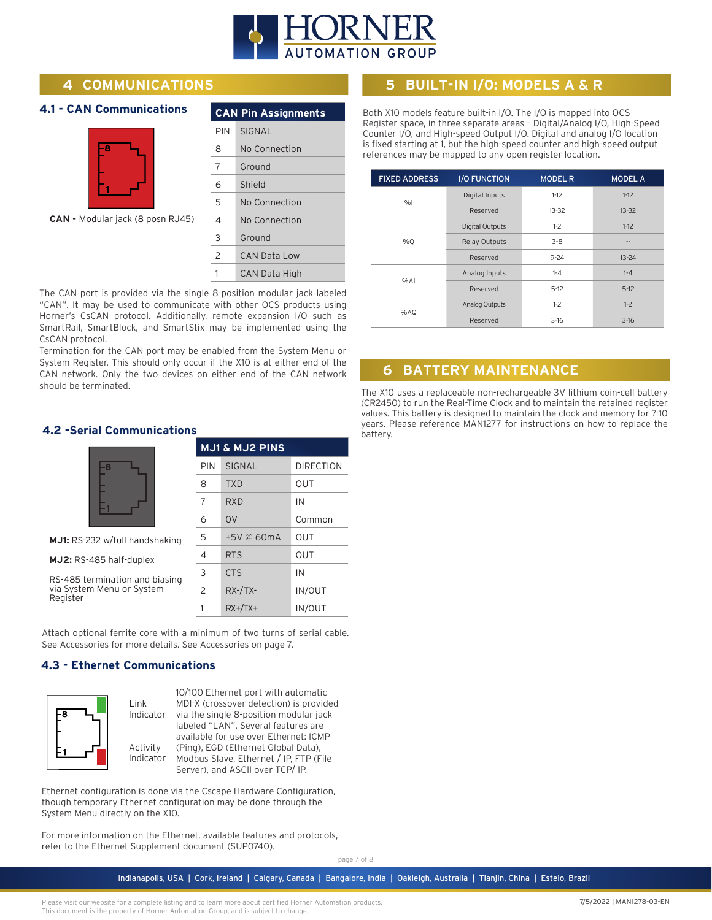## 4 COMMUNICATIONS

### 4.1 - CAN Communications

**CAN -** Modular jack (8 posn RJ45)

| CAN Pin Assignments | |
|---|---|
| PIN | SIGNAL |
| 8 | No Connection |
| 7 | Ground |
| 6 | Shield |
| 5 | No Connection |
| 4 | No Connection |
| 3 | Ground |
| 2 | CAN Data Low |
| 1 | CAN Data High |

The CAN port is provided via the single 8-position modular jack labeled "CAN". It may be used to communicate with other OCS products using Horner's CsCAN protocol. Additionally, remote expansion I/O such as SmartRail, SmartBlock, and SmartStix may be implemented using the CsCAN protocol.
Termination for the CAN port may be enabled from the System Menu or System Register. This should only occur if the X10 is at either end of the CAN network. Only the two devices on either end of the CAN network should be terminated.

### 4.2 -Serial Communications

**MJ1:** RS-232 w/full handshaking

**MJ2:** RS-485 half-duplex

RS-485 termination and biasing via System Menu or System Register

| MJ1 & MJ2 PINS | | |
|---|---|---|
| PIN | SIGNAL | DIRECTION |
| 8 | TXD | OUT |
| 7 | RXD | IN |
| 6 | 0V | Common |
| 5 | +5V @ 60mA | OUT |
| 4 | RTS | OUT |
| 3 | CTS | IN |
| 2 | RX-/TX- | IN/OUT |
| 1 | RX+/TX+ | IN/OUT |

Attach optional ferrite core with a minimum of two turns of serial cable. See Accessories for more details. See Accessories on page 7.

### 4.3 - Ethernet Communications

Link Indicator

Activity Indicator

10/100 Ethernet port with automatic MDI-X (crossover detection) is provided via the single 8-position modular jack labeled "LAN". Several features are available for use over Ethernet: ICMP (Ping), EGD (Ethernet Global Data), Modbus Slave, Ethernet / IP, FTP (File Server), and ASCII over TCP/ IP.

Ethernet configuration is done via the Cscape Hardware Configuration, though temporary Ethernet configuration may be done through the System Menu directly on the X10.

For more information on the Ethernet, available features and protocols, refer to the Ethernet Supplement document (SUP0740).

## 5 BUILT-IN I/O: MODELS A & R

Both X10 models feature built-in I/O. The I/O is mapped into OCS Register space, in three separate areas – Digital/Analog I/O, High-Speed Counter I/O, and High-speed Output I/O. Digital and analog I/O location is fixed starting at 1, but the high-speed counter and high-speed output references may be mapped to any open register location.

| FIXED ADDRESS | I/O FUNCTION | MODEL R | MODEL A |
|---|---|---|---|
| %I | Digital Inputs | 1-12 | 1-12 |
| | Reserved | 13-32 | 13-32 |
| %Q | Digital Outputs | 1-2 | 1-12 |
| | Relay Outputs | 3-8 | -- |
| | Reserved | 9-24 | 13-24 |
| %AI | Analog Inputs | 1-4 | 1-4 |
| | Reserved | 5-12 | 5-12 |
| %AQ | Analog Outputs | 1-2 | 1-2 |
| | Reserved | 3-16 | 3-16 |

## 6 BATTERY MAINTENANCE

The X10 uses a replaceable non-rechargeable 3V lithium coin-cell battery (CR2450) to run the Real-Time Clock and to maintain the retained register values. This battery is designed to maintain the clock and memory for 7-10 years. Please reference MAN1277 for instructions on how to replace the battery.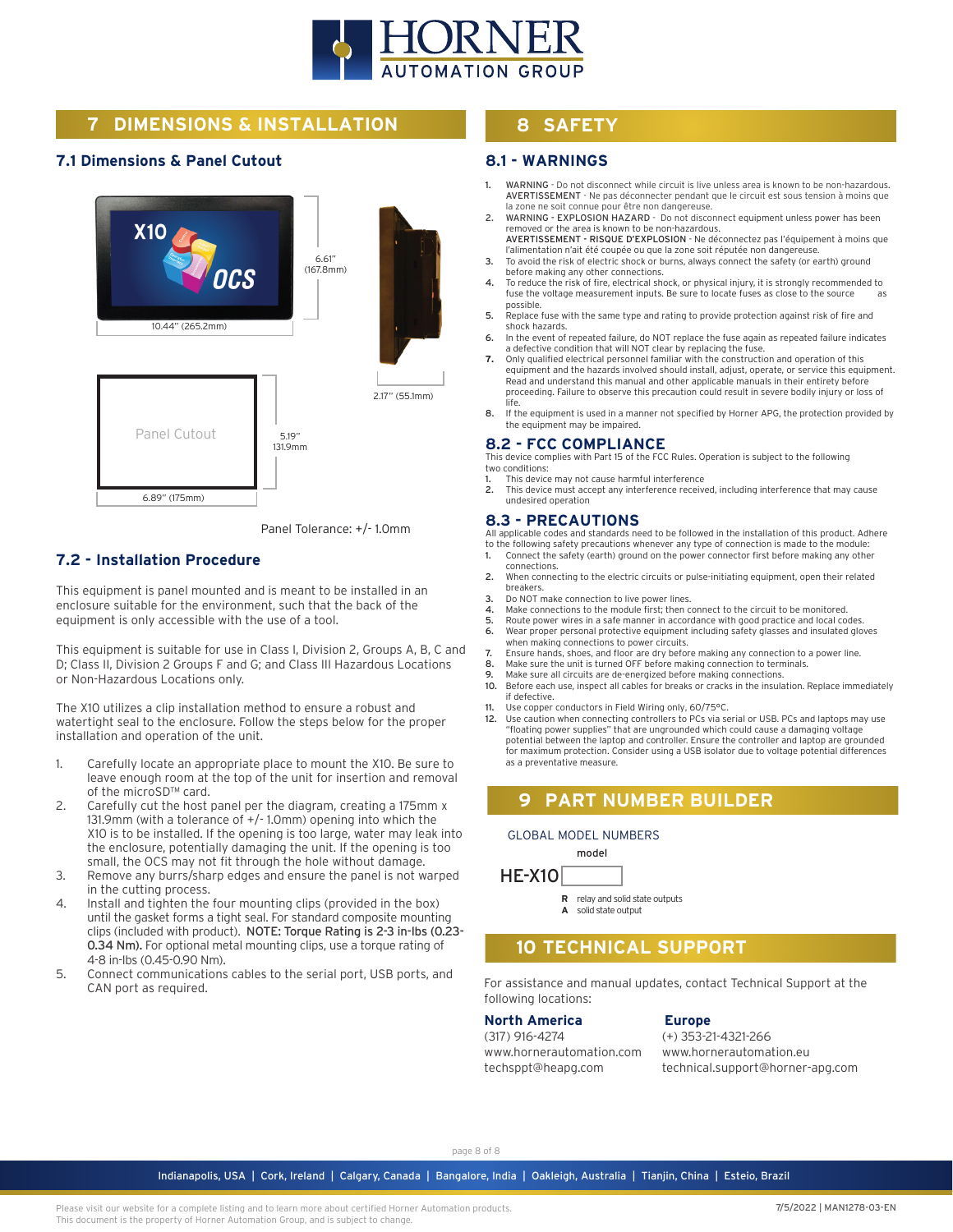## 7 DIMENSIONS & INSTALLATION

### 7.1 Dimensions & Panel Cutout

X10 OCS

6.61" (167.8mm)

10.44" (265.2mm)

2.17" (55.1mm)

Panel Cutout

5.19" 131.9mm

6.89" (175mm)

Panel Tolerance: +/- 1.0mm

### 7.2 - Installation Procedure

This equipment is panel mounted and is meant to be installed in an enclosure suitable for the environment, such that the back of the equipment is only accessible with the use of a tool.

This equipment is suitable for use in Class I, Division 2, Groups A, B, C and D; Class II, Division 2 Groups F and G; and Class III Hazardous Locations or Non-Hazardous Locations only.

The X10 utilizes a clip installation method to ensure a robust and watertight seal to the enclosure. Follow the steps below for the proper installation and operation of the unit.

1. Carefully locate an appropriate place to mount the X10. Be sure to leave enough room at the top of the unit for insertion and removal of the microSD™ card.
2. Carefully cut the host panel per the diagram, creating a 175mm x 131.9mm (with a tolerance of +/- 1.0mm) opening into which the X10 is to be installed. If the opening is too large, water may leak into the enclosure, potentially damaging the unit. If the opening is too small, the OCS may not fit through the hole without damage.
3. Remove any burrs/sharp edges and ensure the panel is not warped in the cutting process.
4. Install and tighten the four mounting clips (provided in the box) until the gasket forms a tight seal. For standard composite mounting clips (included with product). **NOTE: Torque Rating is 2-3 in-lbs (0.23-0.34 Nm).** For optional metal mounting clips, use a torque rating of 4-8 in-lbs (0.45-0.90 Nm).
5. Connect communications cables to the serial port, USB ports, and CAN port as required.

## 8 SAFETY

### 8.1 - WARNINGS

1. WARNING - Do not disconnect while circuit is live unless area is known to be non-hazardous.
   AVERTISSEMENT - Ne pas déconnecter pendant que le circuit est sous tension à moins que la zone ne soit connue pour être non dangereuse.
2. WARNING - EXPLOSION HAZARD - Do not disconnect equipment unless power has been removed or the area is known to be non-hazardous.
   AVERTISSEMENT - RISQUE D'EXPLOSION - Ne déconnectez pas l'équipement à moins que l'alimentation n'ait été coupée ou que la zone soit réputée non dangereuse.
3. To avoid the risk of electric shock or burns, always connect the safety (or earth) ground before making any other connections.
4. To reduce the risk of fire, electrical shock, or physical injury, it is strongly recommended to fuse the voltage measurement inputs. Be sure to locate fuses as close to the source as possible.
5. Replace fuse with the same type and rating to provide protection against risk of fire and shock hazards.
6. In the event of repeated failure, do NOT replace the fuse again as repeated failure indicates a defective condition that will NOT clear by replacing the fuse.
7. Only qualified electrical personnel familiar with the construction and operation of this equipment and the hazards involved should install, adjust, operate, or service this equipment. Read and understand this manual and other applicable manuals in their entirety before proceeding. Failure to observe this precaution could result in severe bodily injury or loss of life.
8. If the equipment is used in a manner not specified by Horner APG, the protection provided by the equipment may be impaired.

### 8.2 - FCC COMPLIANCE

This device complies with Part 15 of the FCC Rules. Operation is subject to the following two conditions:

1. This device may not cause harmful interference
2. This device must accept any interference received, including interference that may cause undesired operation

### 8.3 - PRECAUTIONS

All applicable codes and standards need to be followed in the installation of this product. Adhere to the following safety precautions whenever any type of connection is made to the module:

1. Connect the safety (earth) ground on the power connector first before making any other connections.
2. When connecting to the electric circuits or pulse-initiating equipment, open their related breakers.
3. Do NOT make connection to live power lines.
4. Make connections to the module first; then connect to the circuit to be monitored.
5. Route power wires in a safe manner in accordance with good practice and local codes.
6. Wear proper personal protective equipment including safety glasses and insulated gloves when making connections to power circuits.
7. Ensure hands, shoes, and floor are dry before making any connection to a power line.
8. Make sure the unit is turned OFF before making connection to terminals.
9. Make sure all circuits are de-energized before making connections.
10. Before each use, inspect all cables for breaks or cracks in the insulation. Replace immediately if defective.
11. Use copper conductors in Field Wiring only, 60/75°C.
12. Use caution when connecting controllers to PCs via serial or USB. PCs and laptops may use "floating power supplies" that are ungrounded which could cause a damaging voltage potential between the laptop and controller. Ensure the controller and laptop are grounded for maximum protection. Consider using a USB isolator due to voltage potential differences as a preventative measure.

## 9 PART NUMBER BUILDER

GLOBAL MODEL NUMBERS

model

HE-X10[ ]

- **R** relay and solid state outputs
- **A** solid state output

## 10 TECHNICAL SUPPORT

For assistance and manual updates, contact Technical Support at the following locations:

**North America**
(317) 916-4274
www.hornerautomation.com
techsppt@heapg.com

**Europe**
(+) 353-21-4321-266
www.hornerautomation.eu
technical.support@horner-apg.com

Indianapolis, USA | Cork, Ireland | Calgary, Canada | Bangalore, India | Oakleigh, Australia | Tianjin, China | Esteio, Brazil

Please visit our website for a complete listing and to learn more about certified Horner Automation products.
This document is the property of Horner Automation Group, and is subject to change.

7/5/2022 | MAN1278-03-EN